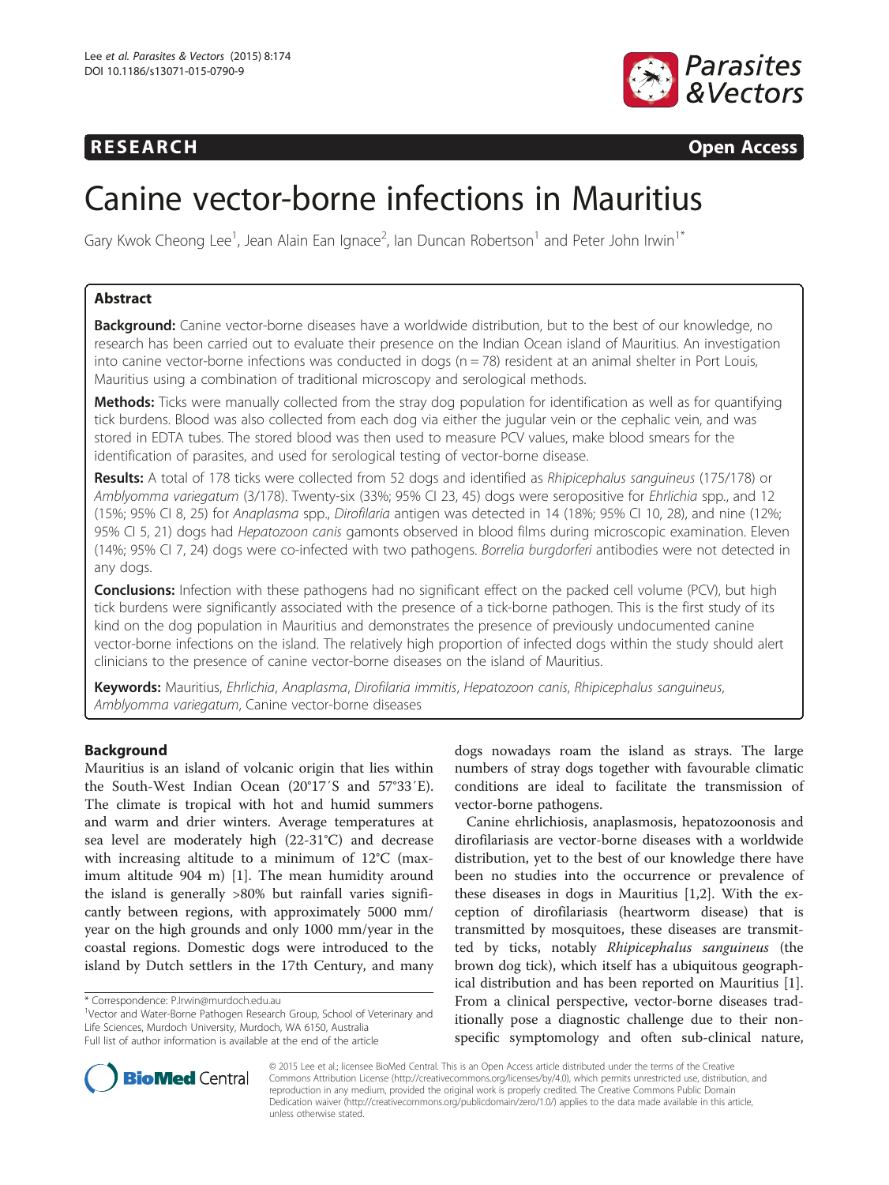RESEARCH Open Access

# Canine vector-borne infections in Mauritius

Gary Kwok Cheong Lee[1], Jean Alain Ean Ignace[2], Ian Duncan Robertson[1] and Peter John Irwin[1*]

## Abstract

**Background:** Canine vector-borne diseases have a worldwide distribution, but to the best of our knowledge, no research has been carried out to evaluate their presence on the Indian Ocean island of Mauritius. An investigation into canine vector-borne infections was conducted in dogs (n = 78) resident at an animal shelter in Port Louis, Mauritius using a combination of traditional microscopy and serological methods.

**Methods:** Ticks were manually collected from the stray dog population for identification as well as for quantifying tick burdens. Blood was also collected from each dog via either the jugular vein or the cephalic vein, and was stored in EDTA tubes. The stored blood was then used to measure PCV values, make blood smears for the identification of parasites, and used for serological testing of vector-borne disease.

**Results:** A total of 178 ticks were collected from 52 dogs and identified as *Rhipicephalus sanguineus* (175/178) or *Amblyomma variegatum* (3/178). Twenty-six (33%; 95% CI 23, 45) dogs were seropositive for *Ehrlichia* spp., and 12 (15%; 95% CI 8, 25) for *Anaplasma* spp., *Dirofilaria* antigen was detected in 14 (18%; 95% CI 10, 28), and nine (12%; 95% CI 5, 21) dogs had *Hepatozoon canis* gamonts observed in blood films during microscopic examination. Eleven (14%; 95% CI 7, 24) dogs were co-infected with two pathogens. *Borrelia burgdorferi* antibodies were not detected in any dogs.

**Conclusions:** Infection with these pathogens had no significant effect on the packed cell volume (PCV), but high tick burdens were significantly associated with the presence of a tick-borne pathogen. This is the first study of its kind on the dog population in Mauritius and demonstrates the presence of previously undocumented canine vector-borne infections on the island. The relatively high proportion of infected dogs within the study should alert clinicians to the presence of canine vector-borne diseases on the island of Mauritius.

**Keywords:** Mauritius, *Ehrlichia*, *Anaplasma*, *Dirofilaria immitis*, *Hepatozoon canis*, *Rhipicephalus sanguineus*, *Amblyomma variegatum*, Canine vector-borne diseases

## Background

Mauritius is an island of volcanic origin that lies within the South-West Indian Ocean (20°17′S and 57°33′E). The climate is tropical with hot and humid summers and warm and drier winters. Average temperatures at sea level are moderately high (22-31°C) and decrease with increasing altitude to a minimum of 12°C (maximum altitude 904 m) [1]. The mean humidity around the island is generally >80% but rainfall varies significantly between regions, with approximately 5000 mm/year on the high grounds and only 1000 mm/year in the coastal regions. Domestic dogs were introduced to the island by Dutch settlers in the 17th Century, and many dogs nowadays roam the island as strays. The large numbers of stray dogs together with favourable climatic conditions are ideal to facilitate the transmission of vector-borne pathogens.

Canine ehrlichiosis, anaplasmosis, hepatozoonosis and dirofilariasis are vector-borne diseases with a worldwide distribution, yet to the best of our knowledge there have been no studies into the occurrence or prevalence of these diseases in dogs in Mauritius [1,2]. With the exception of dirofilariasis (heartworm disease) that is transmitted by mosquitoes, these diseases are transmitted by ticks, notably *Rhipicephalus sanguineus* (the brown dog tick), which itself has a ubiquitous geographical distribution and has been reported on Mauritius [1]. From a clinical perspective, vector-borne diseases traditionally pose a diagnostic challenge due to their non-specific symptomology and often sub-clinical nature,

\* Correspondence: P.Irwin@murdoch.edu.au
[1]Vector and Water-Borne Pathogen Research Group, School of Veterinary and Life Sciences, Murdoch University, Murdoch, WA 6150, Australia
Full list of author information is available at the end of the article

© 2015 Lee et al.; licensee BioMed Central. This is an Open Access article distributed under the terms of the Creative Commons Attribution License (http://creativecommons.org/licenses/by/4.0), which permits unrestricted use, distribution, and reproduction in any medium, provided the original work is properly credited. The Creative Commons Public Domain Dedication waiver (http://creativecommons.org/publicdomain/zero/1.0/) applies to the data made available in this article, unless otherwise stated.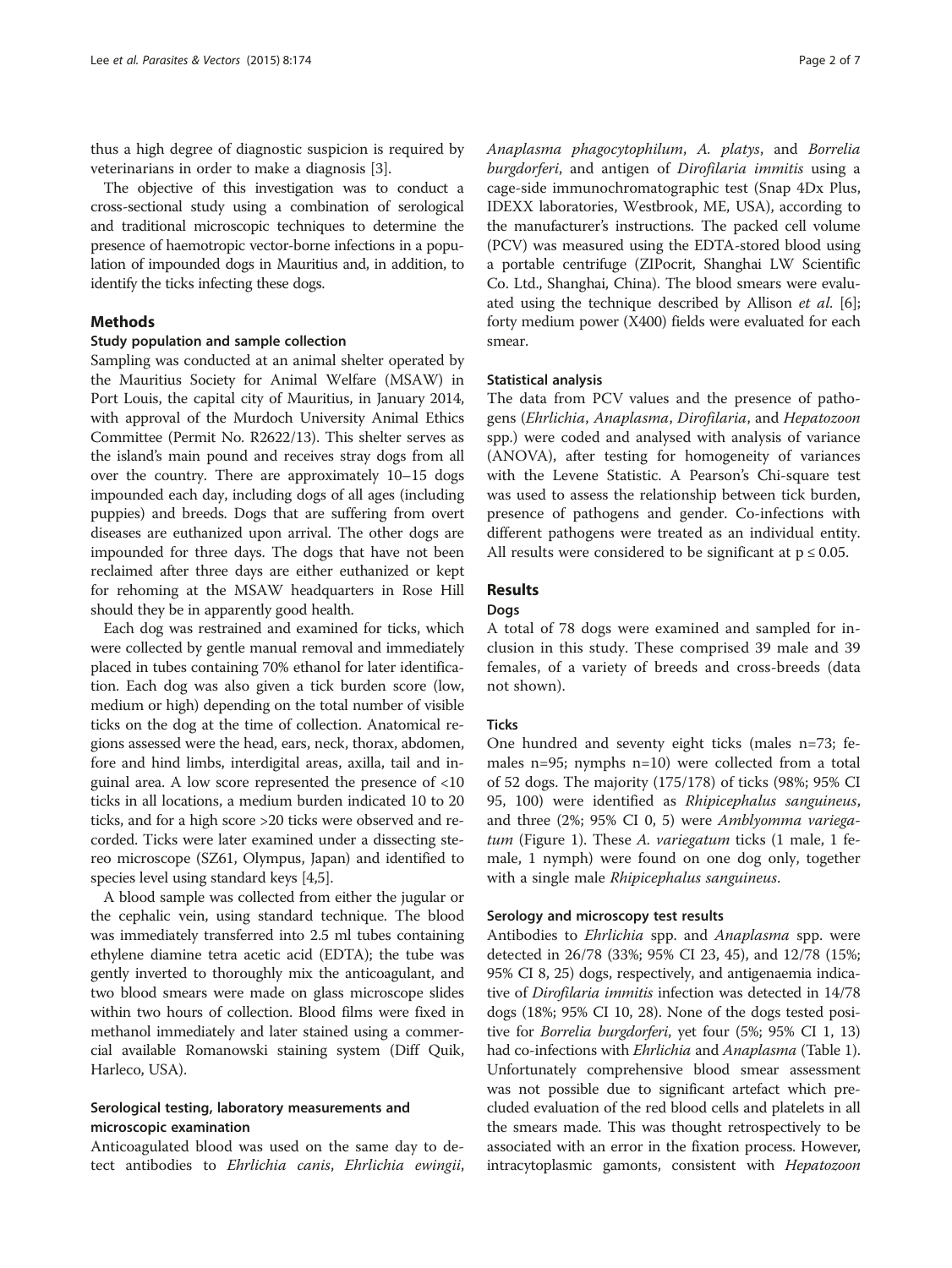thus a high degree of diagnostic suspicion is required by veterinarians in order to make a diagnosis [3].

The objective of this investigation was to conduct a cross-sectional study using a combination of serological and traditional microscopic techniques to determine the presence of haemotropic vector-borne infections in a population of impounded dogs in Mauritius and, in addition, to identify the ticks infecting these dogs.

## Methods

### Study population and sample collection

Sampling was conducted at an animal shelter operated by the Mauritius Society for Animal Welfare (MSAW) in Port Louis, the capital city of Mauritius, in January 2014, with approval of the Murdoch University Animal Ethics Committee (Permit No. R2622/13). This shelter serves as the island's main pound and receives stray dogs from all over the country. There are approximately 10–15 dogs impounded each day, including dogs of all ages (including puppies) and breeds. Dogs that are suffering from overt diseases are euthanized upon arrival. The other dogs are impounded for three days. The dogs that have not been reclaimed after three days are either euthanized or kept for rehoming at the MSAW headquarters in Rose Hill should they be in apparently good health.

Each dog was restrained and examined for ticks, which were collected by gentle manual removal and immediately placed in tubes containing 70% ethanol for later identification. Each dog was also given a tick burden score (low, medium or high) depending on the total number of visible ticks on the dog at the time of collection. Anatomical regions assessed were the head, ears, neck, thorax, abdomen, fore and hind limbs, interdigital areas, axilla, tail and inguinal area. A low score represented the presence of <10 ticks in all locations, a medium burden indicated 10 to 20 ticks, and for a high score >20 ticks were observed and recorded. Ticks were later examined under a dissecting stereo microscope (SZ61, Olympus, Japan) and identified to species level using standard keys [4,5].

A blood sample was collected from either the jugular or the cephalic vein, using standard technique. The blood was immediately transferred into 2.5 ml tubes containing ethylene diamine tetra acetic acid (EDTA); the tube was gently inverted to thoroughly mix the anticoagulant, and two blood smears were made on glass microscope slides within two hours of collection. Blood films were fixed in methanol immediately and later stained using a commercial available Romanowski staining system (Diff Quik, Harleco, USA).

### Serological testing, laboratory measurements and microscopic examination

Anticoagulated blood was used on the same day to detect antibodies to *Ehrlichia canis*, *Ehrlichia ewingii*, *Anaplasma phagocytophilum*, *A. platys*, and *Borrelia burgdorferi*, and antigen of *Dirofilaria immitis* using a cage-side immunochromatographic test (Snap 4Dx Plus, IDEXX laboratories, Westbrook, ME, USA), according to the manufacturer's instructions. The packed cell volume (PCV) was measured using the EDTA-stored blood using a portable centrifuge (ZIPocrit, Shanghai LW Scientific Co. Ltd., Shanghai, China). The blood smears were evaluated using the technique described by Allison *et al.* [6]; forty medium power (X400) fields were evaluated for each smear.

### Statistical analysis

The data from PCV values and the presence of pathogens (*Ehrlichia*, *Anaplasma*, *Dirofilaria*, and *Hepatozoon* spp.) were coded and analysed with analysis of variance (ANOVA), after testing for homogeneity of variances with the Levene Statistic. A Pearson's Chi-square test was used to assess the relationship between tick burden, presence of pathogens and gender. Co-infections with different pathogens were treated as an individual entity. All results were considered to be significant at $p \leq 0.05$.

## Results

### Dogs

A total of 78 dogs were examined and sampled for inclusion in this study. These comprised 39 male and 39 females, of a variety of breeds and cross-breeds (data not shown).

### Ticks

One hundred and seventy eight ticks (males n=73; females n=95; nymphs n=10) were collected from a total of 52 dogs. The majority (175/178) of ticks (98%; 95% CI 95, 100) were identified as *Rhipicephalus sanguineus*, and three (2%; 95% CI 0, 5) were *Amblyomma variegatum* (Figure 1). These *A. variegatum* ticks (1 male, 1 female, 1 nymph) were found on one dog only, together with a single male *Rhipicephalus sanguineus*.

### Serology and microscopy test results

Antibodies to *Ehrlichia* spp. and *Anaplasma* spp. were detected in 26/78 (33%; 95% CI 23, 45), and 12/78 (15%; 95% CI 8, 25) dogs, respectively, and antigenaemia indicative of *Dirofilaria immitis* infection was detected in 14/78 dogs (18%; 95% CI 10, 28). None of the dogs tested positive for *Borrelia burgdorferi*, yet four (5%; 95% CI 1, 13) had co-infections with *Ehrlichia* and *Anaplasma* (Table 1). Unfortunately comprehensive blood smear assessment was not possible due to significant artefact which precluded evaluation of the red blood cells and platelets in all the smears made. This was thought retrospectively to be associated with an error in the fixation process. However, intracytoplasmic gamonts, consistent with *Hepatozoon*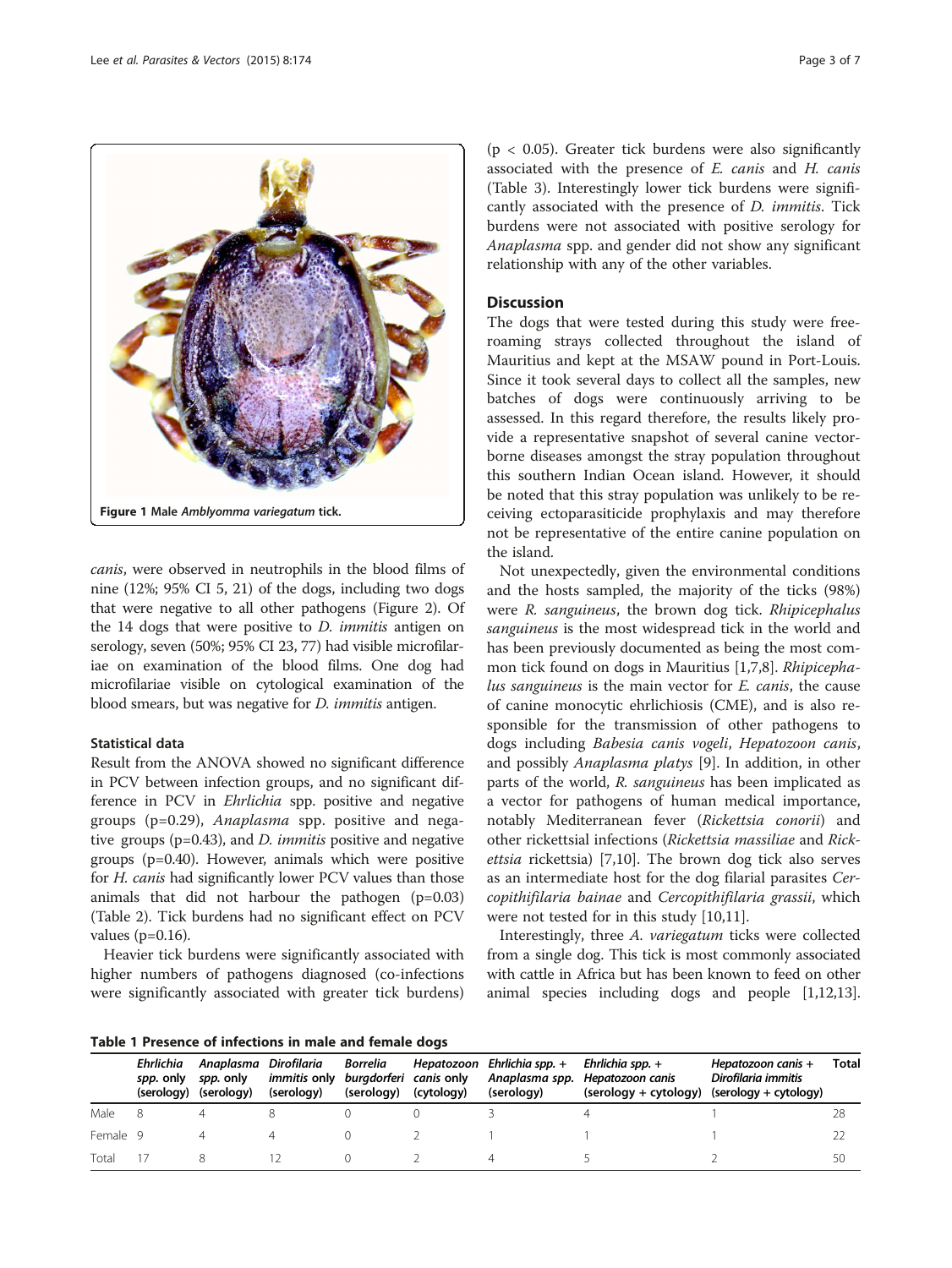Figure 1 Male *Amblyomma variegatum* tick.

*canis*, were observed in neutrophils in the blood films of nine (12%; 95% CI 5, 21) of the dogs, including two dogs that were negative to all other pathogens (Figure 2). Of the 14 dogs that were positive to *D. immitis* antigen on serology, seven (50%; 95% CI 23, 77) had visible microfilariae on examination of the blood films. One dog had microfilariae visible on cytological examination of the blood smears, but was negative for *D. immitis* antigen.

### Statistical data

Result from the ANOVA showed no significant difference in PCV between infection groups, and no significant difference in PCV in *Ehrlichia* spp. positive and negative groups (p=0.29), *Anaplasma* spp. positive and negative groups (p=0.43), and *D. immitis* positive and negative groups (p=0.40). However, animals which were positive for *H. canis* had significantly lower PCV values than those animals that did not harbour the pathogen (p=0.03) (Table 2). Tick burdens had no significant effect on PCV values (p=0.16).

Heavier tick burdens were significantly associated with higher numbers of pathogens diagnosed (co-infections were significantly associated with greater tick burdens) ($p < 0.05$). Greater tick burdens were also significantly associated with the presence of *E. canis* and *H. canis* (Table 3). Interestingly lower tick burdens were significantly associated with the presence of *D. immitis*. Tick burdens were not associated with positive serology for *Anaplasma* spp. and gender did not show any significant relationship with any of the other variables.

## Discussion

The dogs that were tested during this study were free-roaming strays collected throughout the island of Mauritius and kept at the MSAW pound in Port-Louis. Since it took several days to collect all the samples, new batches of dogs were continuously arriving to be assessed. In this regard therefore, the results likely provide a representative snapshot of several canine vector-borne diseases amongst the stray population throughout this southern Indian Ocean island. However, it should be noted that this stray population was unlikely to be receiving ectoparasiticide prophylaxis and may therefore not be representative of the entire canine population on the island.

Not unexpectedly, given the environmental conditions and the hosts sampled, the majority of the ticks (98%) were *R. sanguineus*, the brown dog tick. *Rhipicephalus sanguineus* is the most widespread tick in the world and has been previously documented as being the most common tick found on dogs in Mauritius [1,7,8]. *Rhipicephalus sanguineus* is the main vector for *E. canis*, the cause of canine monocytic ehrlichiosis (CME), and is also responsible for the transmission of other pathogens to dogs including *Babesia canis vogeli*, *Hepatozoon canis*, and possibly *Anaplasma platys* [9]. In addition, in other parts of the world, *R. sanguineus* has been implicated as a vector for pathogens of human medical importance, notably Mediterranean fever (*Rickettsia conorii*) and other rickettsial infections (*Rickettsia massiliae* and *Rickettsia* rickettsia) [7,10]. The brown dog tick also serves as an intermediate host for the dog filarial parasites *Cercopithifilaria bainae* and *Cercopithifilaria grassii*, which were not tested for in this study [10,11].

Interestingly, three *A. variegatum* ticks were collected from a single dog. This tick is most commonly associated with cattle in Africa but has been known to feed on other animal species including dogs and people [1,12,13].

**Table 1 Presence of infections in male and female dogs**

| | *Ehrlichia* spp. only (serology) | *Anaplasma* spp. only (serology) | *Dirofilaria immitis* only (serology) | *Borrelia burgdorferi* (serology) | *Hepatozoon canis* only (cytology) | *Ehrlichia* spp. + *Anaplasma* spp. (serology) | *Ehrlichia* spp. + *Hepatozoon canis* (serology + cytology) | *Hepatozoon canis* + *Dirofilaria immitis* (serology + cytology) | Total |
|---|---|---|---|---|---|---|---|---|---|
| Male | 8 | 4 | 8 | 0 | 0 | 3 | 4 | 1 | 28 |
| Female | 9 | 4 | 4 | 0 | 2 | 1 | 1 | 1 | 22 |
| Total | 17 | 8 | 12 | 0 | 2 | 4 | 5 | 2 | 50 |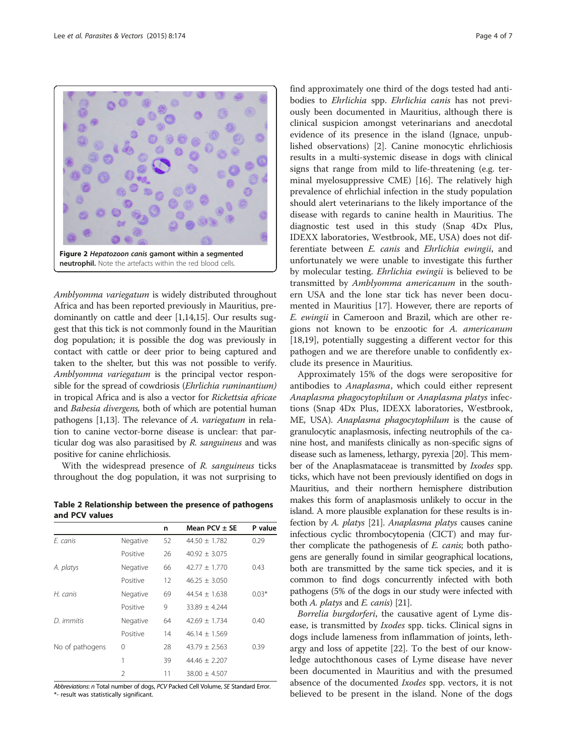Figure 2 *Hepatozoon canis* gamont within a segmented neutrophil. Note the artefacts within the red blood cells.

*Amblyomma variegatum* is widely distributed throughout Africa and has been reported previously in Mauritius, predominantly on cattle and deer [1,14,15]. Our results suggest that this tick is not commonly found in the Mauritian dog population; it is possible the dog was previously in contact with cattle or deer prior to being captured and taken to the shelter, but this was not possible to verify. *Amblyomma variegatum* is the principal vector responsible for the spread of cowdriosis (*Ehrlichia ruminantium)* in tropical Africa and is also a vector for *Rickettsia africae* and *Babesia divergens,* both of which are potential human pathogens [1,13]. The relevance of *A. variegatum* in relation to canine vector-borne disease is unclear: that particular dog was also parasitised by *R. sanguineus* and was positive for canine ehrlichiosis.

With the widespread presence of *R. sanguineus* ticks throughout the dog population, it was not surprising to

**Table 2 Relationship between the presence of pathogens and PCV values**

| | | n | Mean PCV ± SE | P value |
|---|---|---|---|---|
| *E. canis* | Negative | 52 | 44.50 ± 1.782 | 0.29 |
| | Positive | 26 | 40.92 ± 3.075 | |
| *A. platys* | Negative | 66 | 42.77 ± 1.770 | 0.43 |
| | Positive | 12 | 46.25 ± 3.050 | |
| *H. canis* | Negative | 69 | 44.54 ± 1.638 | 0.03* |
| | Positive | 9 | 33.89 ± 4.244 | |
| *D. immitis* | Negative | 64 | 42.69 ± 1.734 | 0.40 |
| | Positive | 14 | 46.14 ± 1.569 | |
| No of pathogens | 0 | 28 | 43.79 ± 2.563 | 0.39 |
| | 1 | 39 | 44.46 ± 2.207 | |
| | 2 | 11 | 38.00 ± 4.507 | |

*Abbreviations: n* Total number of dogs, *PCV* Packed Cell Volume, *SE* Standard Error.
*- result was statistically significant.

find approximately one third of the dogs tested had antibodies to *Ehrlichia* spp. *Ehrlichia canis* has not previously been documented in Mauritius, although there is clinical suspicion amongst veterinarians and anecdotal evidence of its presence in the island (Ignace, unpublished observations) [2]. Canine monocytic ehrlichiosis results in a multi-systemic disease in dogs with clinical signs that range from mild to life-threatening (e.g. terminal myelosuppressive CME) [16]. The relatively high prevalence of ehrlichial infection in the study population should alert veterinarians to the likely importance of the disease with regards to canine health in Mauritius. The diagnostic test used in this study (Snap 4Dx Plus, IDEXX laboratories, Westbrook, ME, USA) does not differentiate between *E. canis* and *Ehrlichia ewingii*, and unfortunately we were unable to investigate this further by molecular testing. *Ehrlichia ewingii* is believed to be transmitted by *Amblyomma americanum* in the southern USA and the lone star tick has never been documented in Mauritius [17]. However, there are reports of *E. ewingii* in Cameroon and Brazil, which are other regions not known to be enzootic for *A. americanum* [18,19], potentially suggesting a different vector for this pathogen and we are therefore unable to confidently exclude its presence in Mauritius.

Approximately 15% of the dogs were seropositive for antibodies to *Anaplasma*, which could either represent *Anaplasma phagocytophilum* or *Anaplasma platys* infections (Snap 4Dx Plus, IDEXX laboratories, Westbrook, ME, USA). *Anaplasma phagocytophilum* is the cause of granulocytic anaplasmosis, infecting neutrophils of the canine host, and manifests clinically as non-specific signs of disease such as lameness, lethargy, pyrexia [20]. This member of the Anaplasmataceae is transmitted by *Ixodes* spp. ticks, which have not been previously identified on dogs in Mauritius, and their northern hemisphere distribution makes this form of anaplasmosis unlikely to occur in the island. A more plausible explanation for these results is infection by *A. platys* [21]. *Anaplasma platys* causes canine infectious cyclic thrombocytopenia (CICT) and may further complicate the pathogenesis of *E. canis*; both pathogens are generally found in similar geographical locations, both are transmitted by the same tick species, and it is common to find dogs concurrently infected with both pathogens (5% of the dogs in our study were infected with both *A. platys* and *E. canis*) [21].

*Borrelia burgdorferi*, the causative agent of Lyme disease, is transmitted by *Ixodes* spp. ticks. Clinical signs in dogs include lameness from inflammation of joints, lethargy and loss of appetite [22]. To the best of our knowledge autochthonous cases of Lyme disease have never been documented in Mauritius and with the presumed absence of the documented *Ixodes* spp. vectors, it is not believed to be present in the island. None of the dogs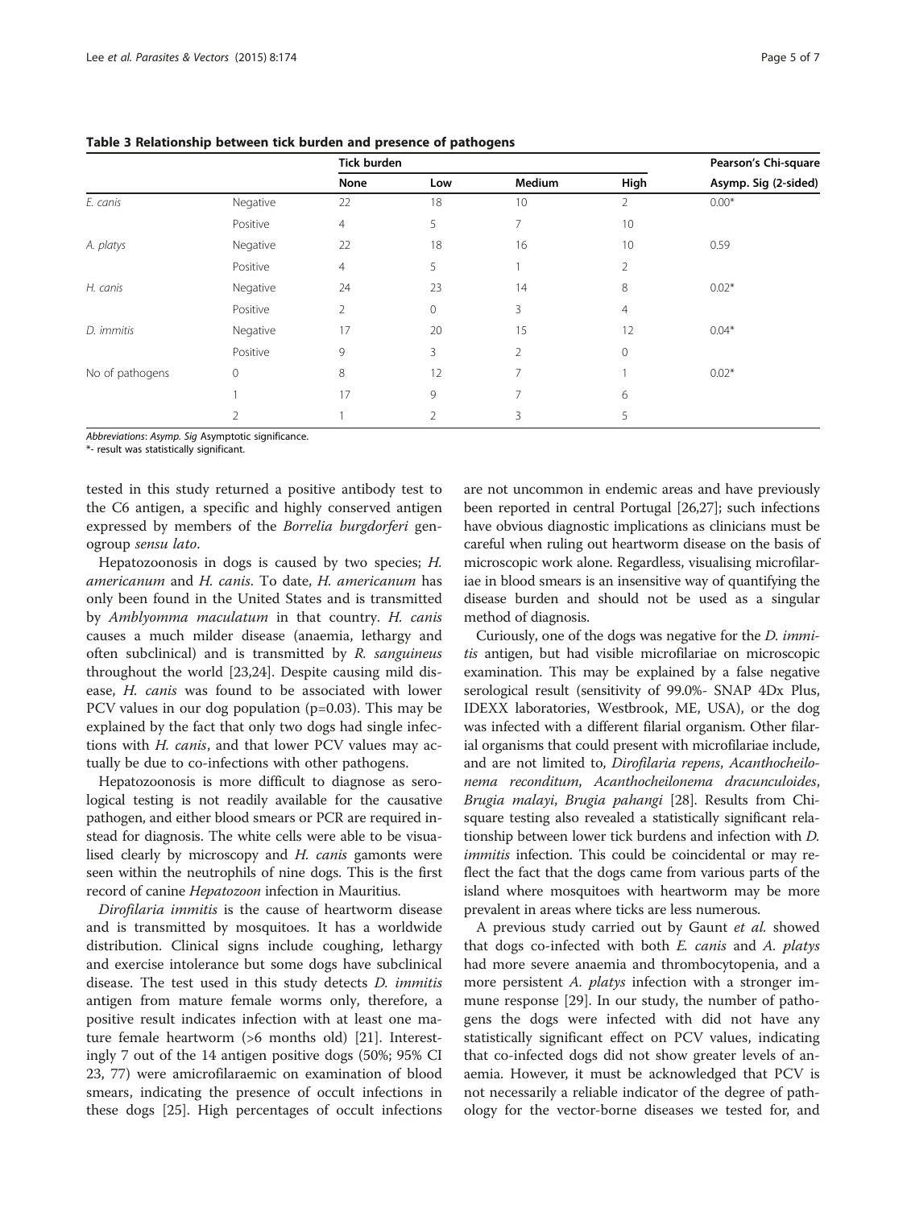**Table 3 Relationship between tick burden and presence of pathogens**

| | | Tick burden | | | | Pearson's Chi-square |
|---|---|---|---|---|---|---|
| | | None | Low | Medium | High | Asymp. Sig (2-sided) |
| *E. canis* | Negative | 22 | 18 | 10 | 2 | 0.00* |
| | Positive | 4 | 5 | 7 | 10 | |
| *A. platys* | Negative | 22 | 18 | 16 | 10 | 0.59 |
| | Positive | 4 | 5 | 1 | 2 | |
| *H. canis* | Negative | 24 | 23 | 14 | 8 | 0.02* |
| | Positive | 2 | 0 | 3 | 4 | |
| *D. immitis* | Negative | 17 | 20 | 15 | 12 | 0.04* |
| | Positive | 9 | 3 | 2 | 0 | |
| No of pathogens | 0 | 8 | 12 | 7 | 1 | 0.02* |
| | 1 | 17 | 9 | 7 | 6 | |
| | 2 | 1 | 2 | 3 | 5 | |

*Abbreviations: Asymp. Sig* Asymptotic significance.
*- result was statistically significant.

tested in this study returned a positive antibody test to the C6 antigen, a specific and highly conserved antigen expressed by members of the *Borrelia burgdorferi* genogroup *sensu lato*.

Hepatozoonosis in dogs is caused by two species; *H. americanum* and *H. canis*. To date, *H. americanum* has only been found in the United States and is transmitted by *Amblyomma maculatum* in that country. *H. canis* causes a much milder disease (anaemia, lethargy and often subclinical) and is transmitted by *R. sanguineus* throughout the world [23,24]. Despite causing mild disease, *H. canis* was found to be associated with lower PCV values in our dog population (p=0.03). This may be explained by the fact that only two dogs had single infections with *H. canis*, and that lower PCV values may actually be due to co-infections with other pathogens.

Hepatozoonosis is more difficult to diagnose as serological testing is not readily available for the causative pathogen, and either blood smears or PCR are required instead for diagnosis. The white cells were able to be visualised clearly by microscopy and *H. canis* gamonts were seen within the neutrophils of nine dogs. This is the first record of canine *Hepatozoon* infection in Mauritius.

*Dirofilaria immitis* is the cause of heartworm disease and is transmitted by mosquitoes. It has a worldwide distribution. Clinical signs include coughing, lethargy and exercise intolerance but some dogs have subclinical disease. The test used in this study detects *D. immitis* antigen from mature female worms only, therefore, a positive result indicates infection with at least one mature female heartworm (>6 months old) [21]. Interestingly 7 out of the 14 antigen positive dogs (50%; 95% CI 23, 77) were amicrofilaraemic on examination of blood smears, indicating the presence of occult infections in these dogs [25]. High percentages of occult infections are not uncommon in endemic areas and have previously been reported in central Portugal [26,27]; such infections have obvious diagnostic implications as clinicians must be careful when ruling out heartworm disease on the basis of microscopic work alone. Regardless, visualising microfilariae in blood smears is an insensitive way of quantifying the disease burden and should not be used as a singular method of diagnosis.

Curiously, one of the dogs was negative for the *D. immitis* antigen, but had visible microfilariae on microscopic examination. This may be explained by a false negative serological result (sensitivity of 99.0%- SNAP 4Dx Plus, IDEXX laboratories, Westbrook, ME, USA), or the dog was infected with a different filarial organism. Other filarial organisms that could present with microfilariae include, and are not limited to, *Dirofilaria repens*, *Acanthocheilonema reconditum*, *Acanthocheilonema dracunculoides*, *Brugia malayi*, *Brugia pahangi* [28]. Results from Chi-square testing also revealed a statistically significant relationship between lower tick burdens and infection with *D. immitis* infection. This could be coincidental or may reflect the fact that the dogs came from various parts of the island where mosquitoes with heartworm may be more prevalent in areas where ticks are less numerous.

A previous study carried out by Gaunt *et al.* showed that dogs co-infected with both *E. canis* and *A. platys* had more severe anaemia and thrombocytopenia, and a more persistent *A. platys* infection with a stronger immune response [29]. In our study, the number of pathogens the dogs were infected with did not have any statistically significant effect on PCV values, indicating that co-infected dogs did not show greater levels of anaemia. However, it must be acknowledged that PCV is not necessarily a reliable indicator of the degree of pathology for the vector-borne diseases we tested for, and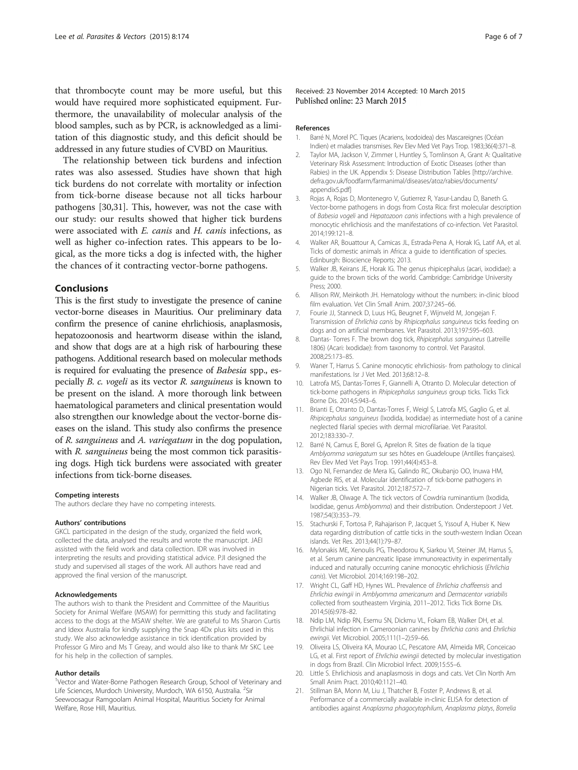that thrombocyte count may be more useful, but this would have required more sophisticated equipment. Furthermore, the unavailability of molecular analysis of the blood samples, such as by PCR, is acknowledged as a limitation of this diagnostic study, and this deficit should be addressed in any future studies of CVBD on Mauritius.

The relationship between tick burdens and infection rates was also assessed. Studies have shown that high tick burdens do not correlate with mortality or infection from tick-borne disease because not all ticks harbour pathogens [30,31]. This, however, was not the case with our study: our results showed that higher tick burdens were associated with *E. canis* and *H. canis* infections, as well as higher co-infection rates. This appears to be logical, as the more ticks a dog is infected with, the higher the chances of it contracting vector-borne pathogens.

## Conclusions

This is the first study to investigate the presence of canine vector-borne diseases in Mauritius. Our preliminary data confirm the presence of canine ehrlichiosis, anaplasmosis, hepatozoonosis and heartworm disease within the island, and show that dogs are at a high risk of harbouring these pathogens. Additional research based on molecular methods is required for evaluating the presence of *Babesia* spp., especially *B. c. vogeli* as its vector *R. sanguineus* is known to be present on the island. A more thorough link between haematological parameters and clinical presentation would also strengthen our knowledge about the vector-borne diseases on the island. This study also confirms the presence of *R. sanguineus* and *A. variegatum* in the dog population, with *R. sanguineus* being the most common tick parasitising dogs. High tick burdens were associated with greater infections from tick-borne diseases.

#### Competing interests

The authors declare they have no competing interests.

#### Authors' contributions

GKCL participated in the design of the study, organized the field work, collected the data, analysed the results and wrote the manuscript. JAEI assisted with the field work and data collection. IDR was involved in interpreting the results and providing statistical advice. PJI designed the study and supervised all stages of the work. All authors have read and approved the final version of the manuscript.

#### Acknowledgements

The authors wish to thank the President and Committee of the Mauritius Society for Animal Welfare (MSAW) for permitting this study and facilitating access to the dogs at the MSAW shelter. We are grateful to Ms Sharon Curtis and Idexx Australia for kindly supplying the Snap 4Dx plus kits used in this study. We also acknowledge assistance in tick identification provided by Professor G Miro and Ms T Greay, and would also like to thank Mr SKC Lee for his help in the collection of samples.

#### Author details

[1]Vector and Water-Borne Pathogen Research Group, School of Veterinary and Life Sciences, Murdoch University, Murdoch, WA 6150, Australia. [2]Sir Seewoosagur Ramgoolam Animal Hospital, Mauritius Society for Animal Welfare, Rose Hill, Mauritius.

Received: 23 November 2014 Accepted: 10 March 2015
Published online: 23 March 2015

#### References

1. Barré N, Morel PC. Tiques (Acariens, Ixodoidea) des Mascareignes (Océan Indien) et maladies transmises. Rev Elev Med Vet Pays Trop. 1983;36(4):371–8.
2. Taylor MA, Jackson V, Zimmer I, Huntley S, Tomlinson A, Grant A: Qualitative Veterinary Risk Assessment: Introduction of Exotic Diseases (other than Rabies) in the UK. Appendix 5: Disease Distribution Tables [http://archive.defra.gov.uk/foodfarm/farmanimal/diseases/atoz/rabies/documents/appendix5.pdf]
3. Rojas A, Rojas D, Montenegro V, Gutierrez R, Yasur-Landau D, Baneth G. Vector-borne pathogens in dogs from Costa Rica: first molecular description of *Babesia vogeli* and *Hepatozoon canis* infections with a high prevalence of monocytic ehrlichiosis and the manifestations of co-infection. Vet Parasitol. 2014;199:121–8.
4. Walker AR, Bouattour A, Camicas JL, Estrada-Pena A, Horak IG, Latif AA, et al. Ticks of domestic animals in Africa: a guide to identification of species. Edinburgh: Bioscience Reports; 2013.
5. Walker JB, Keirans JE, Horak IG. The genus rhipicephalus (acari, ixodidae): a guide to the brown ticks of the world. Cambridge: Cambridge University Press; 2000.
6. Allison RW, Meinkoth JH. Hematology without the numbers: in-clinic blood film evaluation. Vet Clin Small Anim. 2007;37:245–66.
7. Fourie JJ, Stanneck D, Luus HG, Beugnet F, Wijnveld M, Jongejan F. Transmission of *Ehrlichia canis* by *Rhipicephalus sanguineus* ticks feeding on dogs and on artificial membranes. Vet Parasitol. 2013;197:595–603.
8. Dantas- Torres F. The brown dog tick, *Rhipicephalus sanguineus* (Latreille 1806) (Acari: Ixodidae): from taxonomy to control. Vet Parasitol. 2008;25:173–85.
9. Waner T, Harrus S. Canine monocytic ehrlichiosis- from pathology to clinical manifestations. Isr J Vet Med. 2013;68:12–8.
10. Latrofa MS, Dantas-Torres F, Giannelli A, Otranto D. Molecular detection of tick-borne pathogens in *Rhipicephalus sanguineus* group ticks. Ticks Tick Borne Dis. 2014;5:943–6.
11. Brianti E, Otranto D, Dantas-Torres F, Weigl S, Latrofa MS, Gaglio G, et al. *Rhipicephalus sanguineus* (Ixodida, Ixodidae) as intermediate host of a canine neglected filarial species with dermal microfilariae. Vet Parasitol. 2012;183:330–7.
12. Barré N, Camus E, Borel G, Aprelon R. Sites de fixation de la tique *Amblyomma variegatum* sur ses hôtes en Guadeloupe (Antilles françaises). Rev Elev Med Vet Pays Trop. 1991;44(4):453–8.
13. Ogo NI, Fernandez de Mera IG, Galindo RC, Okubanjo OO, Inuwa HM, Agbede RIS, et al. Molecular identification of tick-borne pathogens in Nigerian ticks. Vet Parasitol. 2012;187:572–7.
14. Walker JB, Olwage A. The tick vectors of Cowdria ruminantium (Ixodida, Ixodidae, genus *Amblyomma*) and their distribution. Onderstepoort J Vet. 1987;54(3):353–79.
15. Stachurski F, Tortosa P, Rahajarison P, Jacquet S, Yssouf A, Huber K. New data regarding distribution of cattle ticks in the south-western Indian Ocean islands. Vet Res. 2013;44(1):79–87.
16. Mylonakis ME, Xenoulis PG, Theodorou K, Siarkou VI, Steiner JM, Harrus S, et al. Serum canine pancreatic lipase immunoreactivity in experimentally induced and naturally occurring canine monocytic ehrlichiosis (*Ehrlichia canis*). Vet Microbiol. 2014;169:198–202.
17. Wright CL, Gaff HD, Hynes WL. Prevalence of *Ehrlichia chaffeensis* and *Ehrlichia ewingii* in *Amblyomma americanum* and *Dermacentor variabilis* collected from southeastern Virginia, 2011–2012. Ticks Tick Borne Dis. 2014;5(6):978–82.
18. Ndip LM, Ndip RN, Esemu SN, Dickmu VL, Fokam EB, Walker DH, et al. Ehrlichial infection in Cameroonian canines by *Ehrlichia canis* and *Ehrlichia ewingii*. Vet Microbiol. 2005;111(1–2):59–66.
19. Oliveira LS, Oliveira KA, Mourao LC, Pescatore AM, Almeida MR, Conceicao LG, et al. First report of *Ehrlichia ewingii* detected by molecular investigation in dogs from Brazil. Clin Microbiol Infect. 2009;15:55–6.
20. Little S. Ehrlichiosis and anaplasmosis in dogs and cats. Vet Clin North Am Small Anim Pract. 2010;40:1121–40.
21. Stillman BA, Monn M, Liu J, Thatcher B, Foster P, Andrews B, et al. Performance of a commercially available in-clinic ELISA for detection of antibodies against *Anaplasma phagocytophilum*, *Anaplasma platys*, *Borrelia*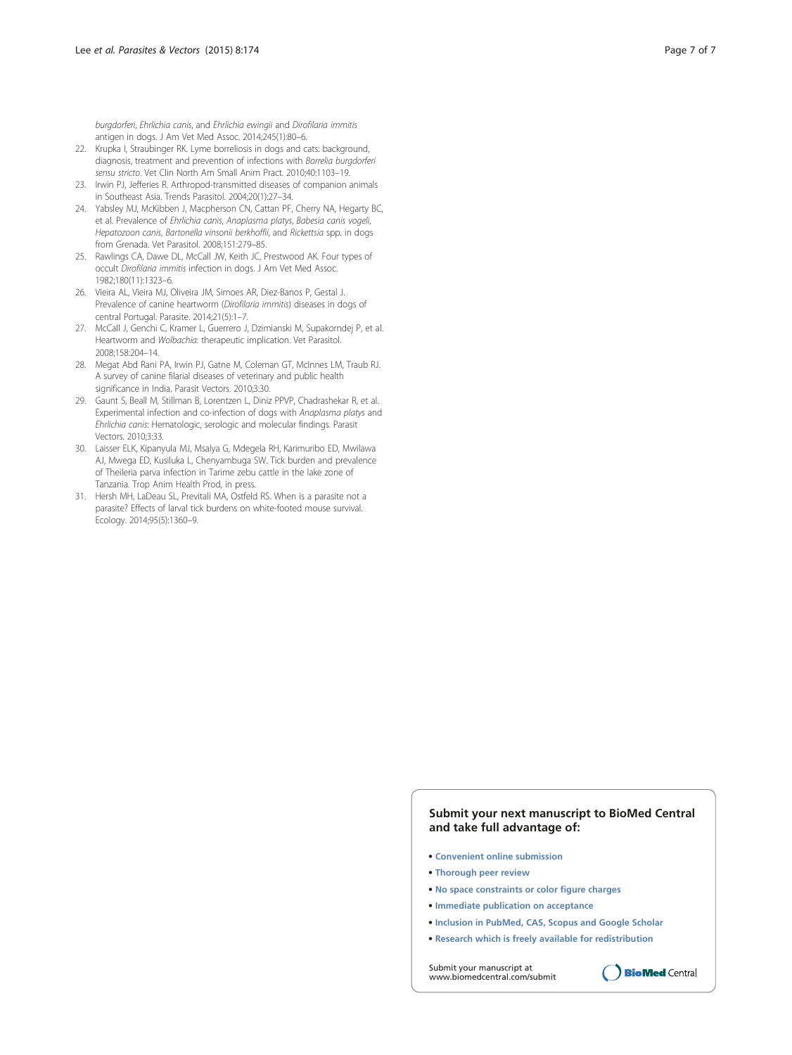burgdorferi*, *Ehrlichia canis*, and *Ehrlichia ewingii* and *Dirofilaria immitis* antigen in dogs. J Am Vet Med Assoc. 2014;245(1):80–6.

22. Krupka I, Straubinger RK. Lyme borreliosis in dogs and cats: background, diagnosis, treatment and prevention of infections with *Borrelia burgdorferi sensu stricto*. Vet Clin North Am Small Anim Pract. 2010;40:1103–19.
23. Irwin PJ, Jefferies R. Arthropod-transmitted diseases of companion animals in Southeast Asia. Trends Parasitol. 2004;20(1):27–34.
24. Yabsley MJ, McKibben J, Macpherson CN, Cattan PF, Cherry NA, Hegarty BC, et al. Prevalence of *Ehrlichia canis*, *Anaplasma platys*, *Babesia canis vogeli*, *Hepatozoon canis*, *Bartonella vinsonii berkhoffii*, and *Rickettsia* spp. in dogs from Grenada. Vet Parasitol. 2008;151:279–85.
25. Rawlings CA, Dawe DL, McCall JW, Keith JC, Prestwood AK. Four types of occult *Dirofilaria immitis* infection in dogs. J Am Vet Med Assoc. 1982;180(11):1323–6.
26. Vieira AL, Vieira MJ, Oliveira JM, Simoes AR, Diez-Banos P, Gestal J. Prevalence of canine heartworm (*Dirofilaria immitis*) diseases in dogs of central Portugal. Parasite. 2014;21(5):1–7.
27. McCall J, Genchi C, Kramer L, Guerrero J, Dzimianski M, Supakorndej P, et al. Heartworm and *Wolbachia*: therapeutic implication. Vet Parasitol. 2008;158:204–14.
28. Megat Abd Rani PA, Irwin PJ, Gatne M, Coleman GT, McInnes LM, Traub RJ. A survey of canine filarial diseases of veterinary and public health significance in India. Parasit Vectors. 2010;3:30.
29. Gaunt S, Beall M, Stillman B, Lorentzen L, Diniz PPVP, Chadrashekar R, et al. Experimental infection and co-infection of dogs with *Anaplasma platys* and *Ehrlichia canis*: Hematologic, serologic and molecular findings. Parasit Vectors. 2010;3:33.
30. Laisser ELK, Kipanyula MJ, Msalya G, Mdegela RH, Karimuribo ED, Mwilawa AJ, Mwega ED, Kusiluka L, Chenyambuga SW. Tick burden and prevalence of Theileria parva infection in Tarime zebu cattle in the lake zone of Tanzania. Trop Anim Health Prod, in press.
31. Hersh MH, LaDeau SL, Previtali MA, Ostfeld RS. When is a parasite not a parasite? Effects of larval tick burdens on white-footed mouse survival. Ecology. 2014;95(5):1360–9.

**Submit your next manuscript to BioMed Central and take full advantage of:**

- **Convenient online submission**
- **Thorough peer review**
- **No space constraints or color figure charges**
- **Immediate publication on acceptance**
- **Inclusion in PubMed, CAS, Scopus and Google Scholar**
- **Research which is freely available for redistribution**

Submit your manuscript at
www.biomedcentral.com/submit

BioMed Central